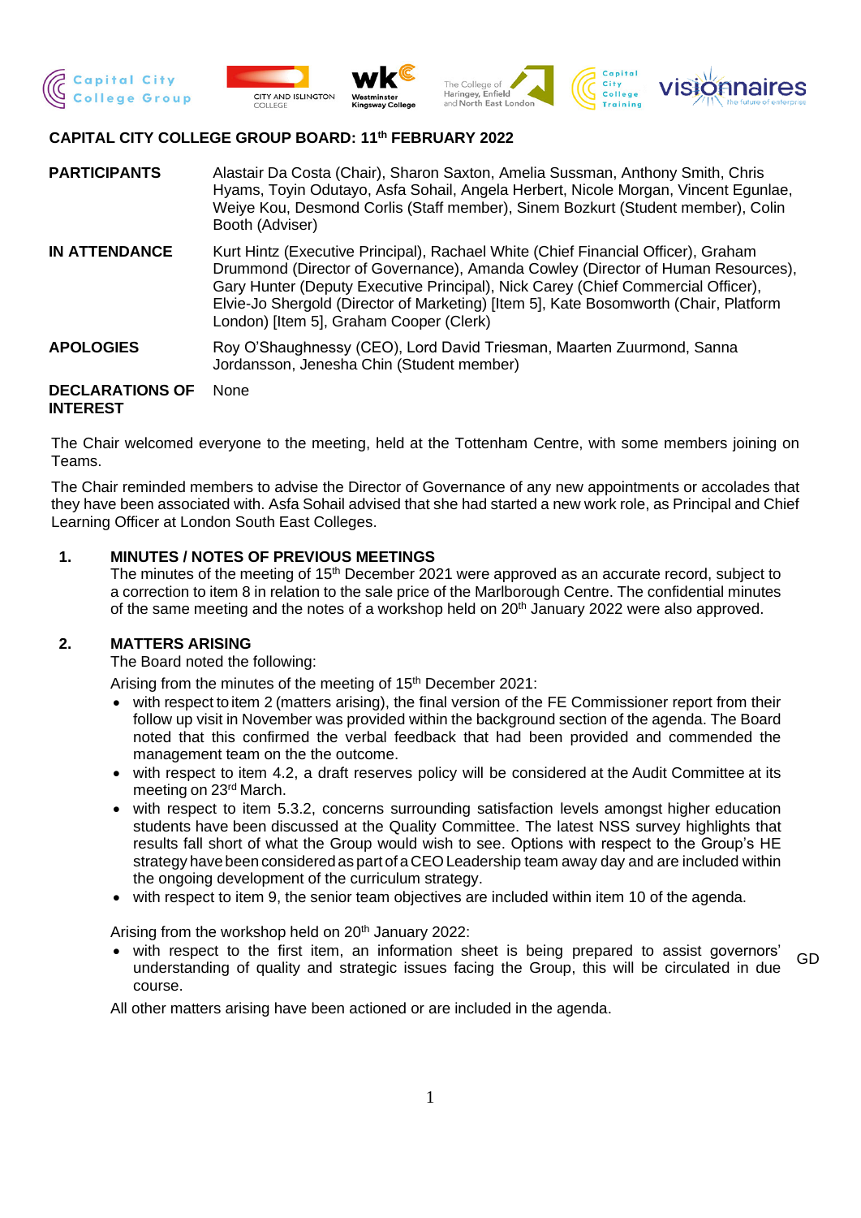**CAPITAL CITY COLLEGE GROUP BOARD: 11th FEBRUARY 2022**

| | |
|---|---|
| **PARTICIPANTS** | Alastair Da Costa (Chair), Sharon Saxton, Amelia Sussman, Anthony Smith, Chris Hyams, Toyin Odutayo, Asfa Sohail, Angela Herbert, Nicole Morgan, Vincent Egunlae, Weiye Kou, Desmond Corlis (Staff member), Sinem Bozkurt (Student member), Colin Booth (Adviser) |
| **IN ATTENDANCE** | Kurt Hintz (Executive Principal), Rachael White (Chief Financial Officer), Graham Drummond (Director of Governance), Amanda Cowley (Director of Human Resources), Gary Hunter (Deputy Executive Principal), Nick Carey (Chief Commercial Officer), Elvie-Jo Shergold (Director of Marketing) [Item 5], Kate Bosomworth (Chair, Platform London) [Item 5], Graham Cooper (Clerk) |
| **APOLOGIES** | Roy O'Shaughnessy (CEO), Lord David Triesman, Maarten Zuurmond, Sanna Jordansson, Jenesha Chin (Student member) |
| **DECLARATIONS OF INTEREST** | None |

The Chair welcomed everyone to the meeting, held at the Tottenham Centre, with some members joining on Teams.

The Chair reminded members to advise the Director of Governance of any new appointments or accolades that they have been associated with. Asfa Sohail advised that she had started a new work role, as Principal and Chief Learning Officer at London South East Colleges.

## 1. MINUTES / NOTES OF PREVIOUS MEETINGS

The minutes of the meeting of 15th December 2021 were approved as an accurate record, subject to a correction to item 8 in relation to the sale price of the Marlborough Centre. The confidential minutes of the same meeting and the notes of a workshop held on 20th January 2022 were also approved.

## 2. MATTERS ARISING

The Board noted the following:

Arising from the minutes of the meeting of 15th December 2021:

- with respect to item 2 (matters arising), the final version of the FE Commissioner report from their follow up visit in November was provided within the background section of the agenda. The Board noted that this confirmed the verbal feedback that had been provided and commended the management team on the the outcome.
- with respect to item 4.2, a draft reserves policy will be considered at the Audit Committee at its meeting on 23rd March.
- with respect to item 5.3.2, concerns surrounding satisfaction levels amongst higher education students have been discussed at the Quality Committee. The latest NSS survey highlights that results fall short of what the Group would wish to see. Options with respect to the Group's HE strategy have been considered as part of a CEO Leadership team away day and are included within the ongoing development of the curriculum strategy.
- with respect to item 9, the senior team objectives are included within item 10 of the agenda.

Arising from the workshop held on 20th January 2022:

- with respect to the first item, an information sheet is being prepared to assist governors' understanding of quality and strategic issues facing the Group, this will be circulated in due course. GD

All other matters arising have been actioned or are included in the agenda.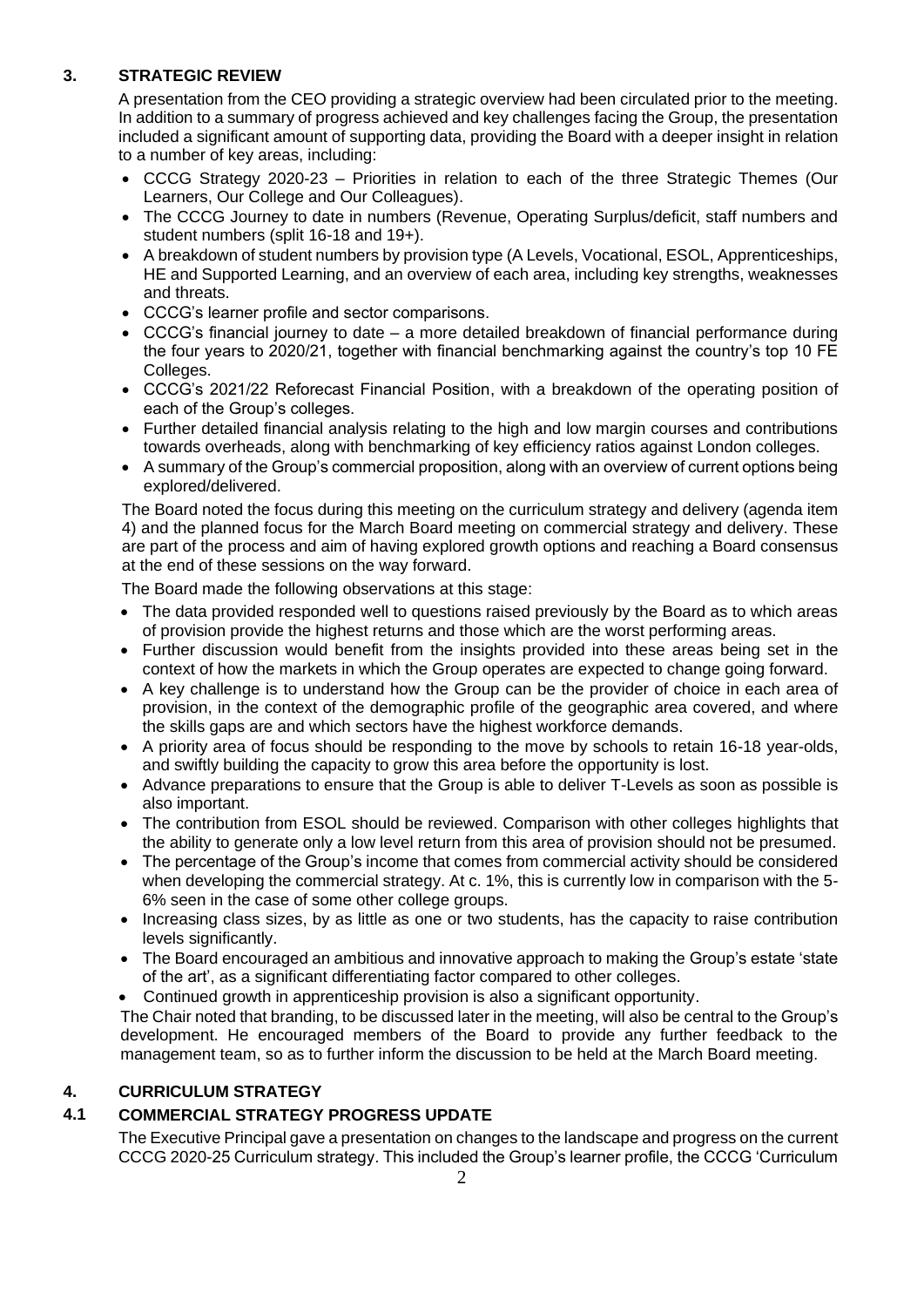## 3. STRATEGIC REVIEW

A presentation from the CEO providing a strategic overview had been circulated prior to the meeting. In addition to a summary of progress achieved and key challenges facing the Group, the presentation included a significant amount of supporting data, providing the Board with a deeper insight in relation to a number of key areas, including:

- CCCG Strategy 2020-23 – Priorities in relation to each of the three Strategic Themes (Our Learners, Our College and Our Colleagues).
- The CCCG Journey to date in numbers (Revenue, Operating Surplus/deficit, staff numbers and student numbers (split 16-18 and 19+).
- A breakdown of student numbers by provision type (A Levels, Vocational, ESOL, Apprenticeships, HE and Supported Learning, and an overview of each area, including key strengths, weaknesses and threats.
- CCCG's learner profile and sector comparisons.
- CCCG's financial journey to date – a more detailed breakdown of financial performance during the four years to 2020/21, together with financial benchmarking against the country's top 10 FE Colleges.
- CCCG's 2021/22 Reforecast Financial Position, with a breakdown of the operating position of each of the Group's colleges.
- Further detailed financial analysis relating to the high and low margin courses and contributions towards overheads, along with benchmarking of key efficiency ratios against London colleges.
- A summary of the Group's commercial proposition, along with an overview of current options being explored/delivered.

The Board noted the focus during this meeting on the curriculum strategy and delivery (agenda item 4) and the planned focus for the March Board meeting on commercial strategy and delivery. These are part of the process and aim of having explored growth options and reaching a Board consensus at the end of these sessions on the way forward.

The Board made the following observations at this stage:

- The data provided responded well to questions raised previously by the Board as to which areas of provision provide the highest returns and those which are the worst performing areas.
- Further discussion would benefit from the insights provided into these areas being set in the context of how the markets in which the Group operates are expected to change going forward.
- A key challenge is to understand how the Group can be the provider of choice in each area of provision, in the context of the demographic profile of the geographic area covered, and where the skills gaps are and which sectors have the highest workforce demands.
- A priority area of focus should be responding to the move by schools to retain 16-18 year-olds, and swiftly building the capacity to grow this area before the opportunity is lost.
- Advance preparations to ensure that the Group is able to deliver T-Levels as soon as possible is also important.
- The contribution from ESOL should be reviewed. Comparison with other colleges highlights that the ability to generate only a low level return from this area of provision should not be presumed.
- The percentage of the Group's income that comes from commercial activity should be considered when developing the commercial strategy. At c. 1%, this is currently low in comparison with the 5-6% seen in the case of some other college groups.
- Increasing class sizes, by as little as one or two students, has the capacity to raise contribution levels significantly.
- The Board encouraged an ambitious and innovative approach to making the Group's estate 'state of the art', as a significant differentiating factor compared to other colleges.
- Continued growth in apprenticeship provision is also a significant opportunity.

The Chair noted that branding, to be discussed later in the meeting, will also be central to the Group's development. He encouraged members of the Board to provide any further feedback to the management team, so as to further inform the discussion to be held at the March Board meeting.

## 4. CURRICULUM STRATEGY

### 4.1 COMMERCIAL STRATEGY PROGRESS UPDATE

The Executive Principal gave a presentation on changes to the landscape and progress on the current CCCG 2020-25 Curriculum strategy. This included the Group's learner profile, the CCCG 'Curriculum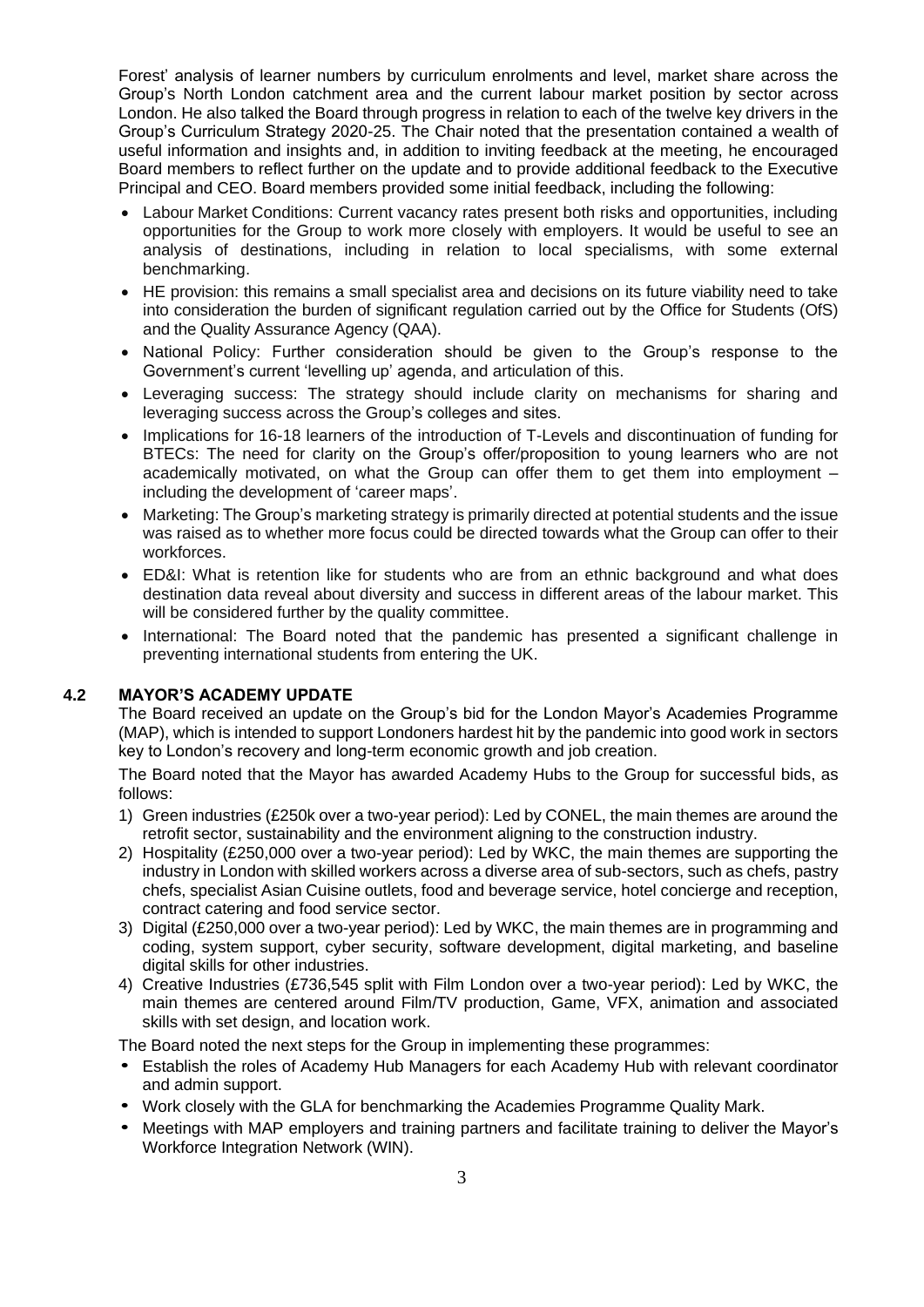Forest' analysis of learner numbers by curriculum enrolments and level, market share across the Group's North London catchment area and the current labour market position by sector across London. He also talked the Board through progress in relation to each of the twelve key drivers in the Group's Curriculum Strategy 2020-25. The Chair noted that the presentation contained a wealth of useful information and insights and, in addition to inviting feedback at the meeting, he encouraged Board members to reflect further on the update and to provide additional feedback to the Executive Principal and CEO. Board members provided some initial feedback, including the following:

- Labour Market Conditions: Current vacancy rates present both risks and opportunities, including opportunities for the Group to work more closely with employers. It would be useful to see an analysis of destinations, including in relation to local specialisms, with some external benchmarking.
- HE provision: this remains a small specialist area and decisions on its future viability need to take into consideration the burden of significant regulation carried out by the Office for Students (OfS) and the Quality Assurance Agency (QAA).
- National Policy: Further consideration should be given to the Group's response to the Government's current 'levelling up' agenda, and articulation of this.
- Leveraging success: The strategy should include clarity on mechanisms for sharing and leveraging success across the Group's colleges and sites.
- Implications for 16-18 learners of the introduction of T-Levels and discontinuation of funding for BTECs: The need for clarity on the Group's offer/proposition to young learners who are not academically motivated, on what the Group can offer them to get them into employment – including the development of 'career maps'.
- Marketing: The Group's marketing strategy is primarily directed at potential students and the issue was raised as to whether more focus could be directed towards what the Group can offer to their workforces.
- ED&I: What is retention like for students who are from an ethnic background and what does destination data reveal about diversity and success in different areas of the labour market. This will be considered further by the quality committee.
- International: The Board noted that the pandemic has presented a significant challenge in preventing international students from entering the UK.

### 4.2 MAYOR'S ACADEMY UPDATE

The Board received an update on the Group's bid for the London Mayor's Academies Programme (MAP), which is intended to support Londoners hardest hit by the pandemic into good work in sectors key to London's recovery and long-term economic growth and job creation.

The Board noted that the Mayor has awarded Academy Hubs to the Group for successful bids, as follows:

1) Green industries (£250k over a two-year period): Led by CONEL, the main themes are around the retrofit sector, sustainability and the environment aligning to the construction industry.
2) Hospitality (£250,000 over a two-year period): Led by WKC, the main themes are supporting the industry in London with skilled workers across a diverse area of sub-sectors, such as chefs, pastry chefs, specialist Asian Cuisine outlets, food and beverage service, hotel concierge and reception, contract catering and food service sector.
3) Digital (£250,000 over a two-year period): Led by WKC, the main themes are in programming and coding, system support, cyber security, software development, digital marketing, and baseline digital skills for other industries.
4) Creative Industries (£736,545 split with Film London over a two-year period): Led by WKC, the main themes are centered around Film/TV production, Game, VFX, animation and associated skills with set design, and location work.

The Board noted the next steps for the Group in implementing these programmes:

- Establish the roles of Academy Hub Managers for each Academy Hub with relevant coordinator and admin support.
- Work closely with the GLA for benchmarking the Academies Programme Quality Mark.
- Meetings with MAP employers and training partners and facilitate training to deliver the Mayor's Workforce Integration Network (WIN).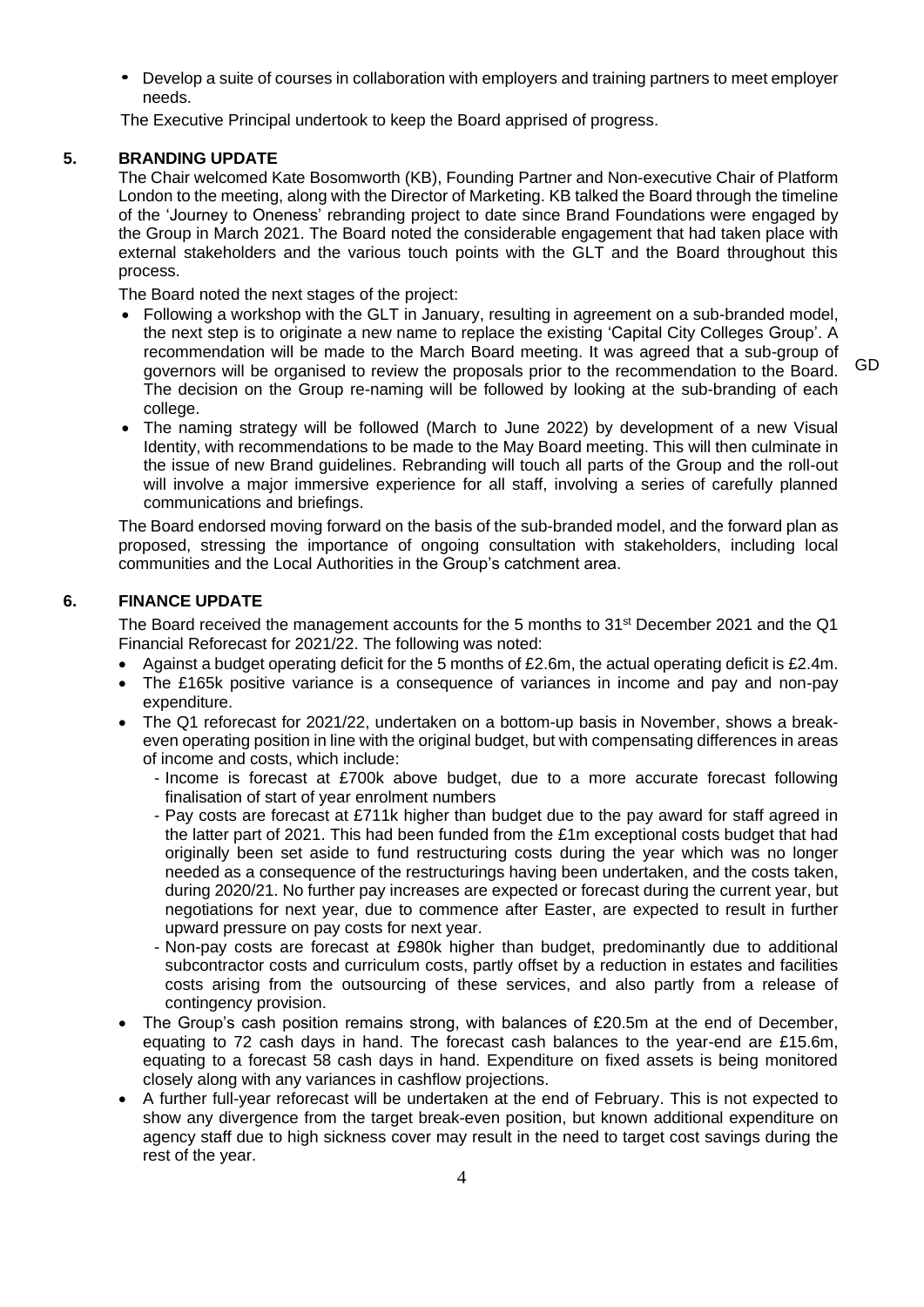- Develop a suite of courses in collaboration with employers and training partners to meet employer needs.

The Executive Principal undertook to keep the Board apprised of progress.

## 5. BRANDING UPDATE

The Chair welcomed Kate Bosomworth (KB), Founding Partner and Non-executive Chair of Platform London to the meeting, along with the Director of Marketing. KB talked the Board through the timeline of the 'Journey to Oneness' rebranding project to date since Brand Foundations were engaged by the Group in March 2021. The Board noted the considerable engagement that had taken place with external stakeholders and the various touch points with the GLT and the Board throughout this process.

The Board noted the next stages of the project:

- Following a workshop with the GLT in January, resulting in agreement on a sub-branded model, the next step is to originate a new name to replace the existing 'Capital City Colleges Group'. A recommendation will be made to the March Board meeting. It was agreed that a sub-group of governors will be organised to review the proposals prior to the recommendation to the Board. The decision on the Group re-naming will be followed by looking at the sub-branding of each college. GD
- The naming strategy will be followed (March to June 2022) by development of a new Visual Identity, with recommendations to be made to the May Board meeting. This will then culminate in the issue of new Brand guidelines. Rebranding will touch all parts of the Group and the roll-out will involve a major immersive experience for all staff, involving a series of carefully planned communications and briefings.

The Board endorsed moving forward on the basis of the sub-branded model, and the forward plan as proposed, stressing the importance of ongoing consultation with stakeholders, including local communities and the Local Authorities in the Group's catchment area.

## 6. FINANCE UPDATE

The Board received the management accounts for the 5 months to 31st December 2021 and the Q1 Financial Reforecast for 2021/22. The following was noted:

- Against a budget operating deficit for the 5 months of £2.6m, the actual operating deficit is £2.4m.
- The £165k positive variance is a consequence of variances in income and pay and non-pay expenditure.
- The Q1 reforecast for 2021/22, undertaken on a bottom-up basis in November, shows a break-even operating position in line with the original budget, but with compensating differences in areas of income and costs, which include:
  - Income is forecast at £700k above budget, due to a more accurate forecast following finalisation of start of year enrolment numbers
  - Pay costs are forecast at £711k higher than budget due to the pay award for staff agreed in the latter part of 2021. This had been funded from the £1m exceptional costs budget that had originally been set aside to fund restructuring costs during the year which was no longer needed as a consequence of the restructurings having been undertaken, and the costs taken, during 2020/21. No further pay increases are expected or forecast during the current year, but negotiations for next year, due to commence after Easter, are expected to result in further upward pressure on pay costs for next year.
  - Non-pay costs are forecast at £980k higher than budget, predominantly due to additional subcontractor costs and curriculum costs, partly offset by a reduction in estates and facilities costs arising from the outsourcing of these services, and also partly from a release of contingency provision.
- The Group's cash position remains strong, with balances of £20.5m at the end of December, equating to 72 cash days in hand. The forecast cash balances to the year-end are £15.6m, equating to a forecast 58 cash days in hand. Expenditure on fixed assets is being monitored closely along with any variances in cashflow projections.
- A further full-year reforecast will be undertaken at the end of February. This is not expected to show any divergence from the target break-even position, but known additional expenditure on agency staff due to high sickness cover may result in the need to target cost savings during the rest of the year.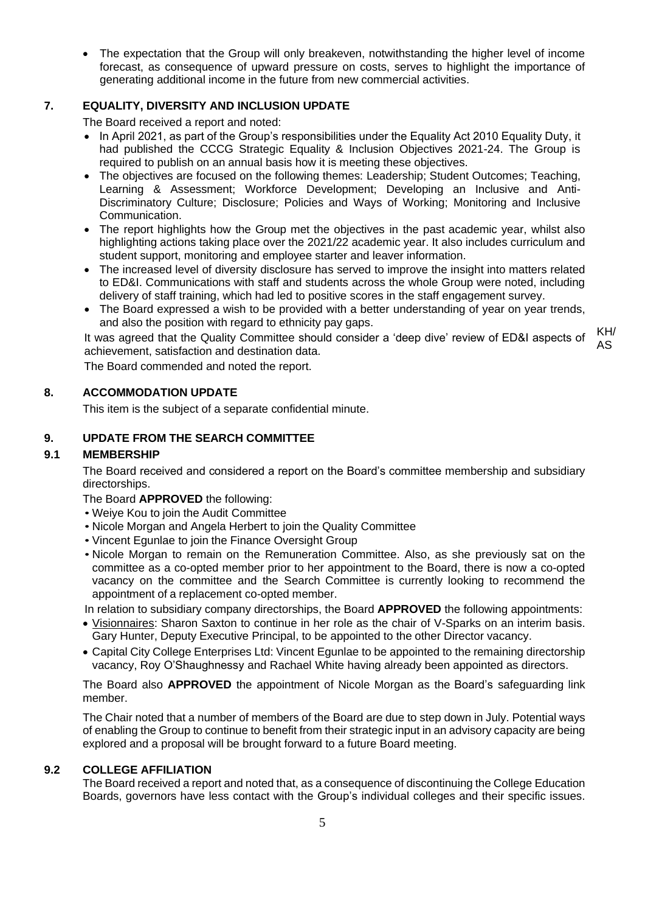- The expectation that the Group will only breakeven, notwithstanding the higher level of income forecast, as consequence of upward pressure on costs, serves to highlight the importance of generating additional income in the future from new commercial activities.

## 7. EQUALITY, DIVERSITY AND INCLUSION UPDATE

The Board received a report and noted:

- In April 2021, as part of the Group's responsibilities under the Equality Act 2010 Equality Duty, it had published the CCCG Strategic Equality & Inclusion Objectives 2021-24. The Group is required to publish on an annual basis how it is meeting these objectives.
- The objectives are focused on the following themes: Leadership; Student Outcomes; Teaching, Learning & Assessment; Workforce Development; Developing an Inclusive and Anti-Discriminatory Culture; Disclosure; Policies and Ways of Working; Monitoring and Inclusive Communication.
- The report highlights how the Group met the objectives in the past academic year, whilst also highlighting actions taking place over the 2021/22 academic year. It also includes curriculum and student support, monitoring and employee starter and leaver information.
- The increased level of diversity disclosure has served to improve the insight into matters related to ED&I. Communications with staff and students across the whole Group were noted, including delivery of staff training, which had led to positive scores in the staff engagement survey.
- The Board expressed a wish to be provided with a better understanding of year on year trends, and also the position with regard to ethnicity pay gaps.

It was agreed that the Quality Committee should consider a 'deep dive' review of ED&I aspects of achievement, satisfaction and destination data. KH/AS

The Board commended and noted the report.

## 8. ACCOMMODATION UPDATE

This item is the subject of a separate confidential minute.

## 9. UPDATE FROM THE SEARCH COMMITTEE

### 9.1 MEMBERSHIP

The Board received and considered a report on the Board's committee membership and subsidiary directorships.

The Board **APPROVED** the following:

- Weiye Kou to join the Audit Committee
- Nicole Morgan and Angela Herbert to join the Quality Committee
- Vincent Egunlae to join the Finance Oversight Group
- Nicole Morgan to remain on the Remuneration Committee. Also, as she previously sat on the committee as a co-opted member prior to her appointment to the Board, there is now a co-opted vacancy on the committee and the Search Committee is currently looking to recommend the appointment of a replacement co-opted member.

In relation to subsidiary company directorships, the Board **APPROVED** the following appointments:

- Visionnaires: Sharon Saxton to continue in her role as the chair of V-Sparks on an interim basis. Gary Hunter, Deputy Executive Principal, to be appointed to the other Director vacancy.
- Capital City College Enterprises Ltd: Vincent Egunlae to be appointed to the remaining directorship vacancy, Roy O'Shaughnessy and Rachael White having already been appointed as directors.

The Board also **APPROVED** the appointment of Nicole Morgan as the Board's safeguarding link member.

The Chair noted that a number of members of the Board are due to step down in July. Potential ways of enabling the Group to continue to benefit from their strategic input in an advisory capacity are being explored and a proposal will be brought forward to a future Board meeting.

### 9.2 COLLEGE AFFILIATION

The Board received a report and noted that, as a consequence of discontinuing the College Education Boards, governors have less contact with the Group's individual colleges and their specific issues.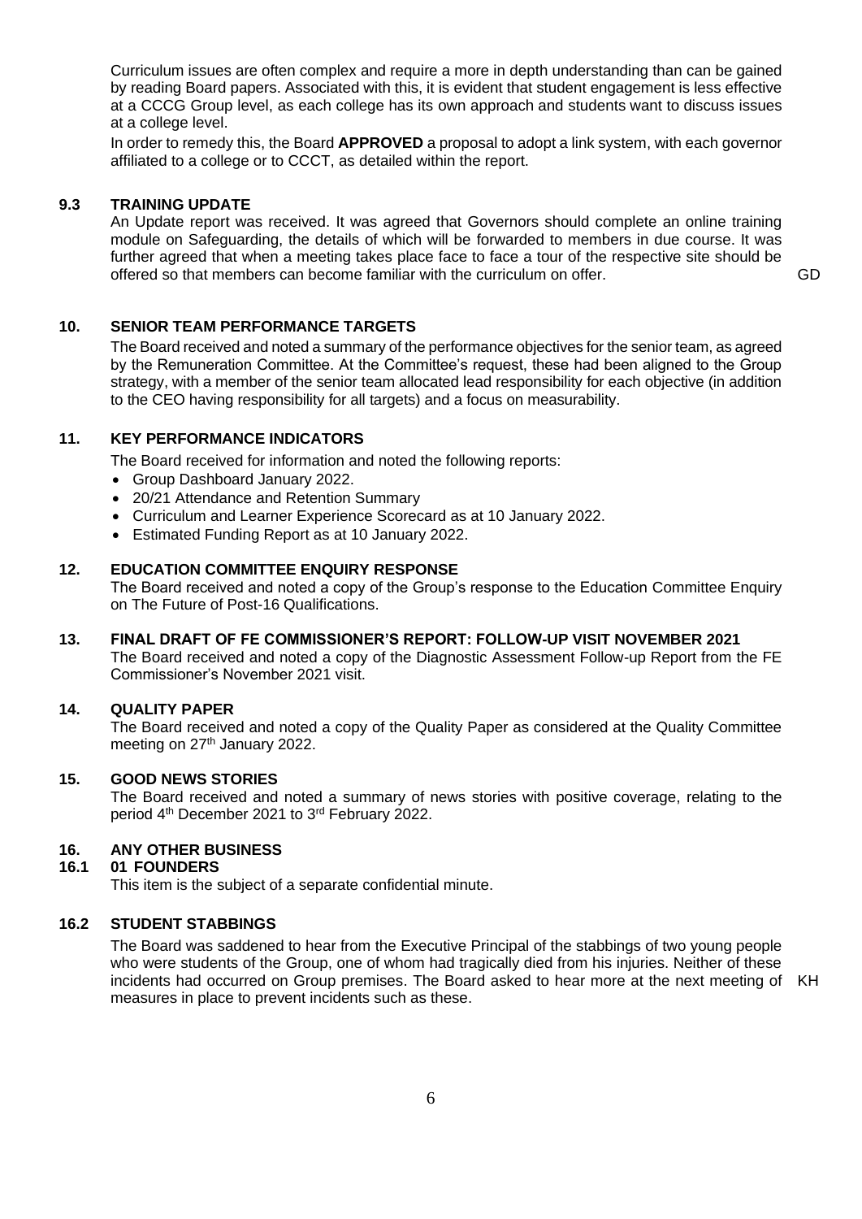Curriculum issues are often complex and require a more in depth understanding than can be gained by reading Board papers. Associated with this, it is evident that student engagement is less effective at a CCCG Group level, as each college has its own approach and students want to discuss issues at a college level.

In order to remedy this, the Board **APPROVED** a proposal to adopt a link system, with each governor affiliated to a college or to CCCT, as detailed within the report.

### 9.3 TRAINING UPDATE

An Update report was received. It was agreed that Governors should complete an online training module on Safeguarding, the details of which will be forwarded to members in due course. It was further agreed that when a meeting takes place face to face a tour of the respective site should be offered so that members can become familiar with the curriculum on offer. GD

## 10. SENIOR TEAM PERFORMANCE TARGETS

The Board received and noted a summary of the performance objectives for the senior team, as agreed by the Remuneration Committee. At the Committee's request, these had been aligned to the Group strategy, with a member of the senior team allocated lead responsibility for each objective (in addition to the CEO having responsibility for all targets) and a focus on measurability.

## 11. KEY PERFORMANCE INDICATORS

The Board received for information and noted the following reports:

- Group Dashboard January 2022.
- 20/21 Attendance and Retention Summary
- Curriculum and Learner Experience Scorecard as at 10 January 2022.
- Estimated Funding Report as at 10 January 2022.

## 12. EDUCATION COMMITTEE ENQUIRY RESPONSE

The Board received and noted a copy of the Group's response to the Education Committee Enquiry on The Future of Post-16 Qualifications.

## 13. FINAL DRAFT OF FE COMMISSIONER'S REPORT: FOLLOW-UP VISIT NOVEMBER 2021

The Board received and noted a copy of the Diagnostic Assessment Follow-up Report from the FE Commissioner's November 2021 visit.

## 14. QUALITY PAPER

The Board received and noted a copy of the Quality Paper as considered at the Quality Committee meeting on 27th January 2022.

## 15. GOOD NEWS STORIES

The Board received and noted a summary of news stories with positive coverage, relating to the period 4th December 2021 to 3rd February 2022.

## 16. ANY OTHER BUSINESS

### 16.1 01 FOUNDERS

This item is the subject of a separate confidential minute.

### 16.2 STUDENT STABBINGS

The Board was saddened to hear from the Executive Principal of the stabbings of two young people who were students of the Group, one of whom had tragically died from his injuries. Neither of these incidents had occurred on Group premises. The Board asked to hear more at the next meeting of measures in place to prevent incidents such as these. KH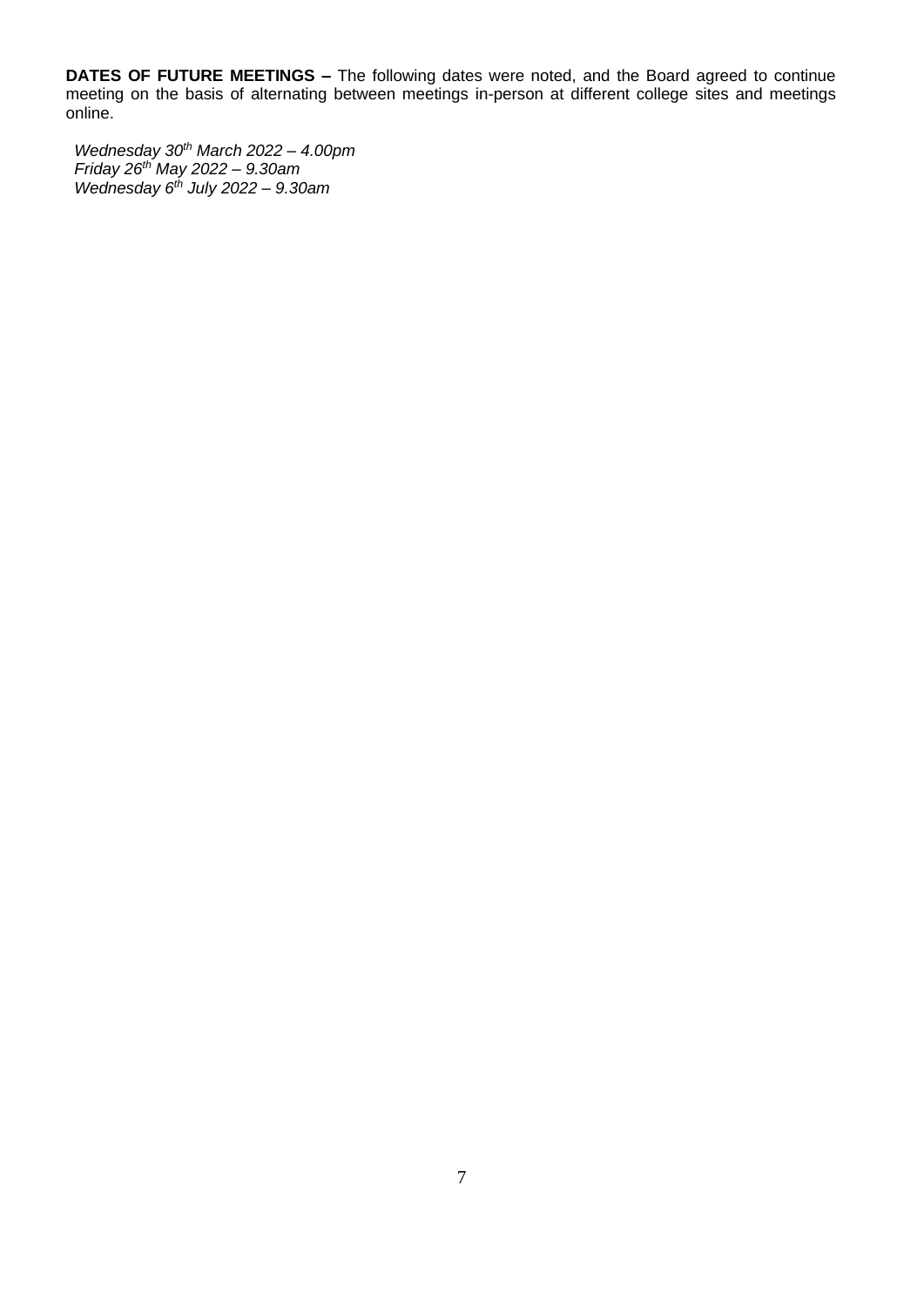**DATES OF FUTURE MEETINGS –** The following dates were noted, and the Board agreed to continue meeting on the basis of alternating between meetings in-person at different college sites and meetings online.

*Wednesday 30th March 2022 – 4.00pm*
*Friday 26th May 2022 – 9.30am*
*Wednesday 6th July 2022 – 9.30am*